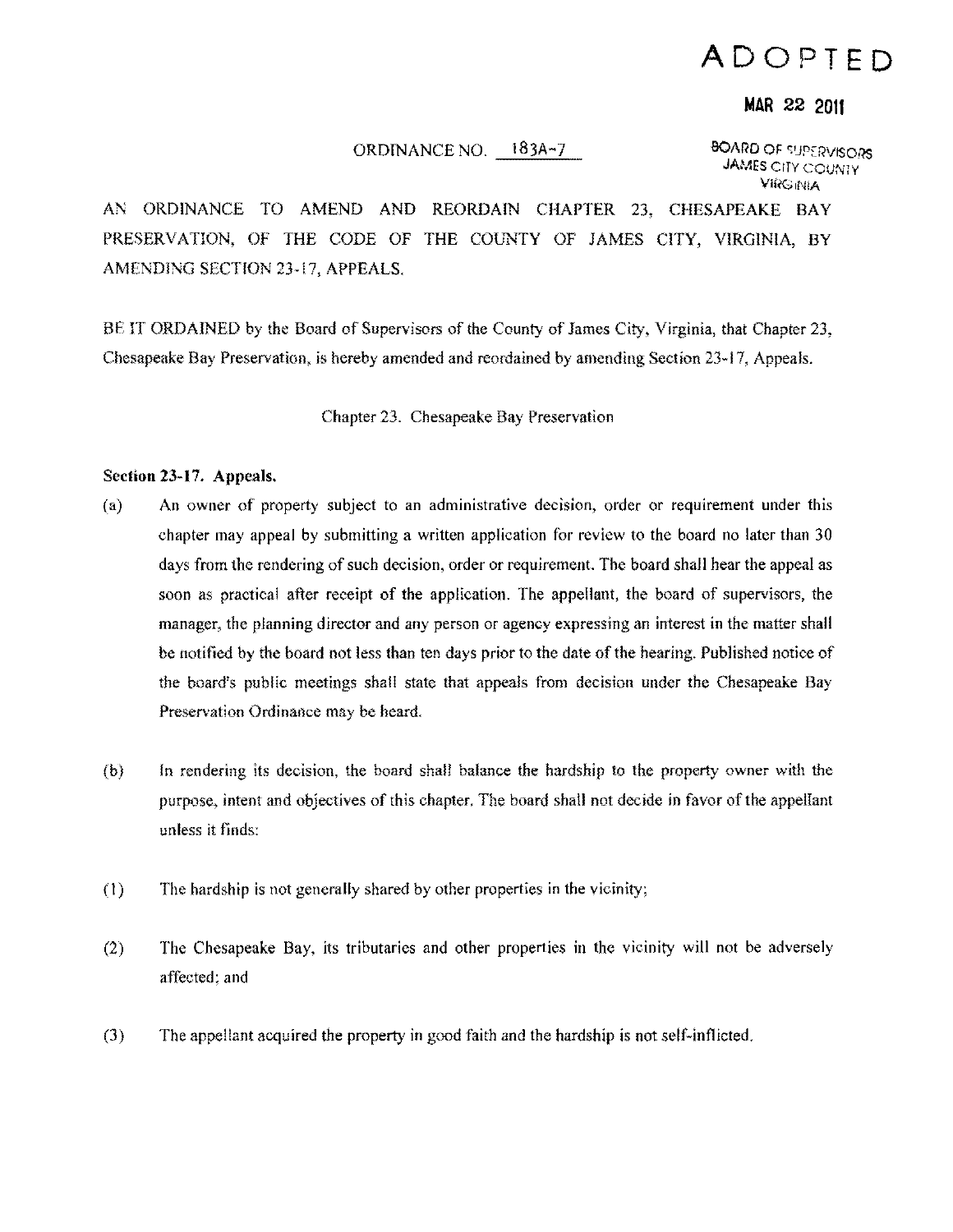**ADOPTED**

**MAR 22 2011**

BOARD OF SUPERVISORS
JAMES CITY COUNTY
VIRGINIA

ORDINANCE NO. 183A-7

AN ORDINANCE TO AMEND AND REORDAIN CHAPTER 23, CHESAPEAKE BAY PRESERVATION, OF THE CODE OF THE COUNTY OF JAMES CITY, VIRGINIA, BY AMENDING SECTION 23-17, APPEALS.

BE IT ORDAINED by the Board of Supervisors of the County of James City, Virginia, that Chapter 23, Chesapeake Bay Preservation, is hereby amended and reordained by amending Section 23-17, Appeals.

Chapter 23. Chesapeake Bay Preservation

**Section 23-17. Appeals.**

(a) An owner of property subject to an administrative decision, order or requirement under this chapter may appeal by submitting a written application for review to the board no later than 30 days from the rendering of such decision, order or requirement. The board shall hear the appeal as soon as practical after receipt of the application. The appellant, the board of supervisors, the manager, the planning director and any person or agency expressing an interest in the matter shall be notified by the board not less than ten days prior to the date of the hearing. Published notice of the board's public meetings shall state that appeals from decision under the Chesapeake Bay Preservation Ordinance may be heard.

(b) In rendering its decision, the board shall balance the hardship to the property owner with the purpose, intent and objectives of this chapter. The board shall not decide in favor of the appellant unless it finds:

(1) The hardship is not generally shared by other properties in the vicinity;

(2) The Chesapeake Bay, its tributaries and other properties in the vicinity will not be adversely affected; and

(3) The appellant acquired the property in good faith and the hardship is not self-inflicted.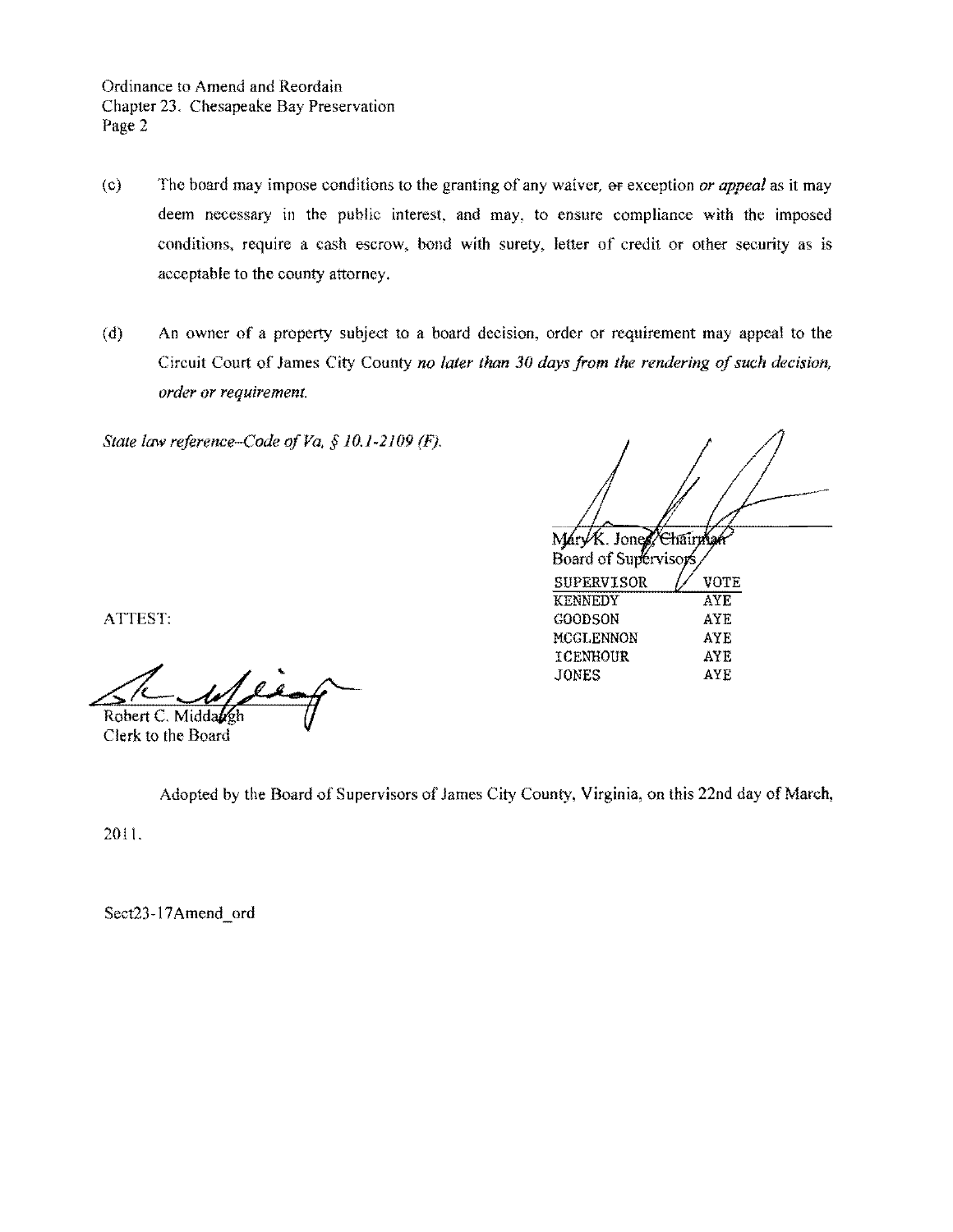(c) The board may impose conditions to the granting of any waiver, ~~or~~ exception *or appeal* as it may deem necessary in the public interest, and may, to ensure compliance with the imposed conditions, require a cash escrow, bond with surety, letter of credit or other security as is acceptable to the county attorney.

(d) An owner of a property subject to a board decision, order or requirement may appeal to the Circuit Court of James City County *no later than 30 days from the rendering of such decision, order or requirement.*

*State law reference--Code of Va, § 10.1-2109 (F).*

Mary K. Jones, Chairman
Board of Supervisors

| SUPERVISOR | VOTE |
|---|---|
| KENNEDY | AYE |
| GOODSON | AYE |
| MCGLENNON | AYE |
| ICENHOUR | AYE |
| JONES | AYE |

ATTEST:

Robert C. Middaugh
Clerk to the Board

Adopted by the Board of Supervisors of James City County, Virginia, on this 22nd day of March, 2011.

Sect23-17Amend_ord